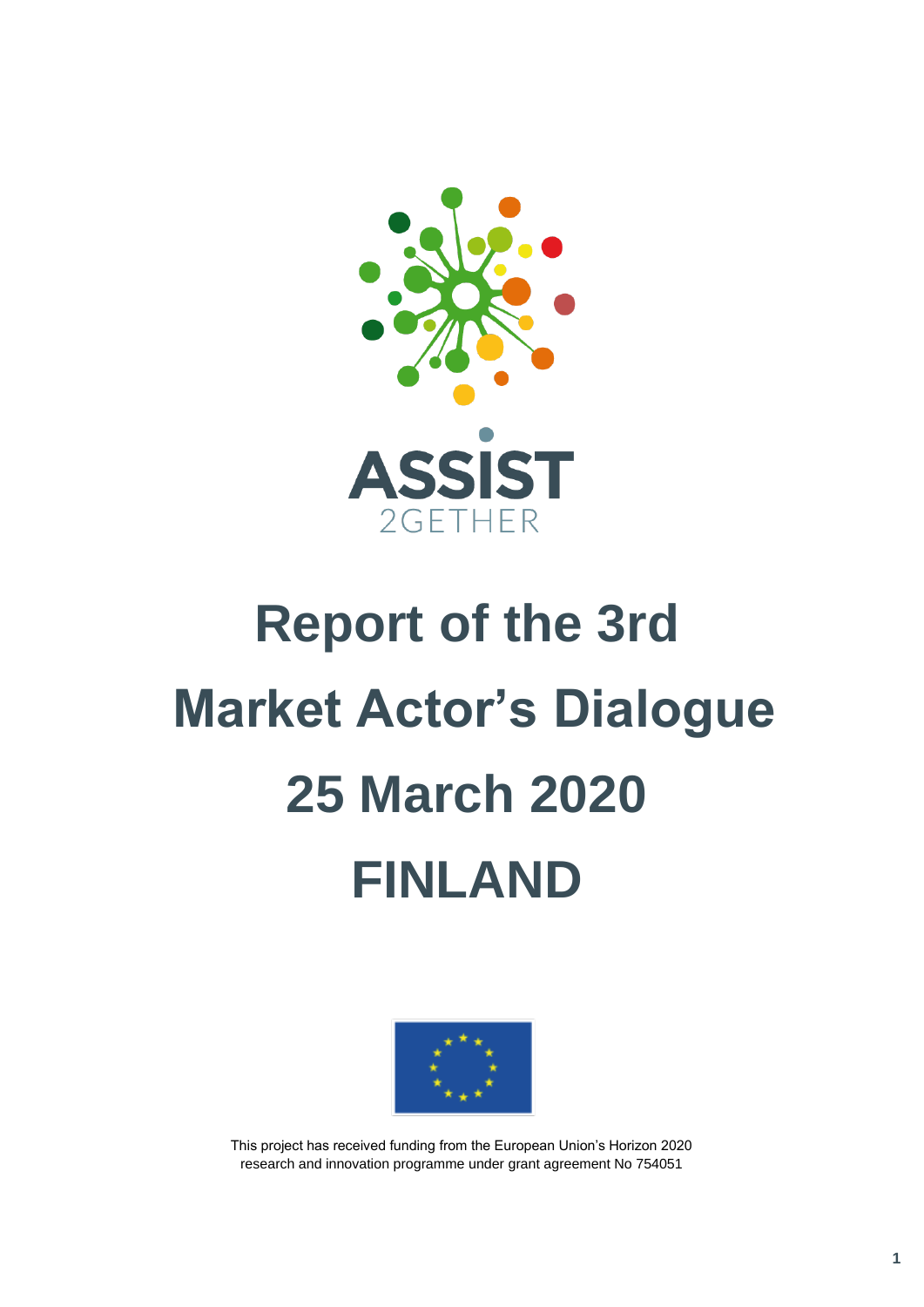ASSIST 2GETHER

# Report of the 3rd Market Actor's Dialogue 25 March 2020 FINLAND

This project has received funding from the European Union's Horizon 2020 research and innovation programme under grant agreement No 754051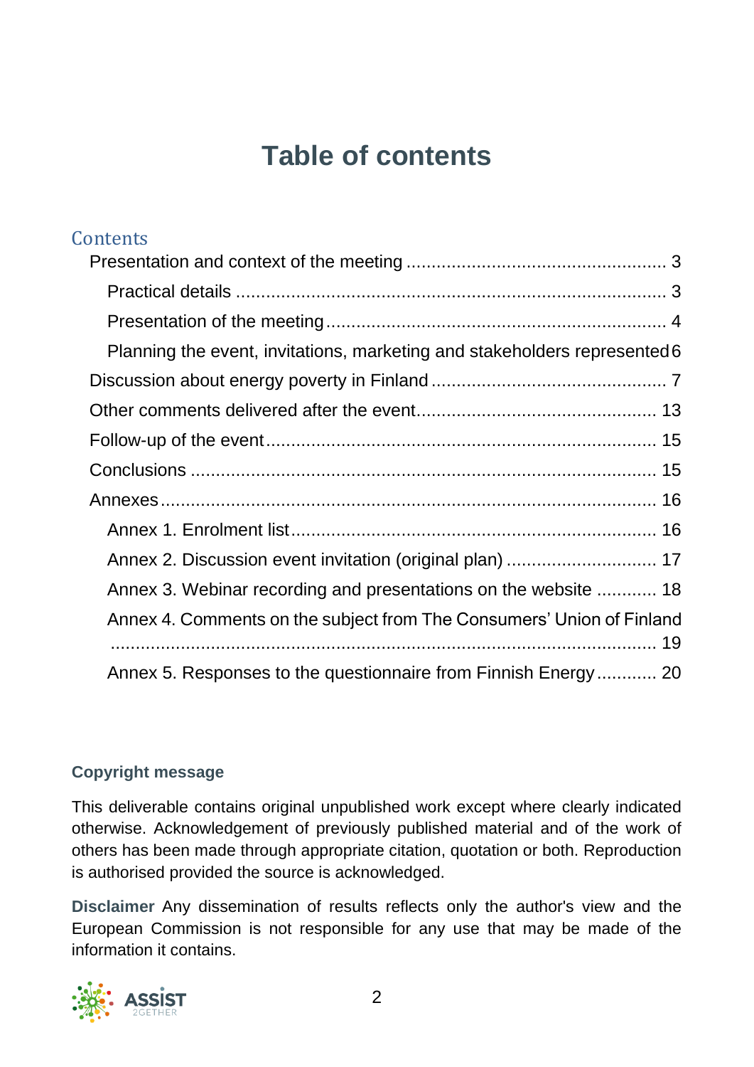# Table of contents

## Contents

- Presentation and context of the meeting ... 3
  - Practical details ... 3
  - Presentation of the meeting ... 4
  - Planning the event, invitations, marketing and stakeholders represented ... 6
- Discussion about energy poverty in Finland ... 7
- Other comments delivered after the event ... 13
- Follow-up of the event ... 15
- Conclusions ... 15
- Annexes ... 16
  - Annex 1. Enrolment list ... 16
  - Annex 2. Discussion event invitation (original plan) ... 17
  - Annex 3. Webinar recording and presentations on the website ... 18
  - Annex 4. Comments on the subject from The Consumers' Union of Finland ... 19
  - Annex 5. Responses to the questionnaire from Finnish Energy ... 20

**Copyright message**

This deliverable contains original unpublished work except where clearly indicated otherwise. Acknowledgement of previously published material and of the work of others has been made through appropriate citation, quotation or both. Reproduction is authorised provided the source is acknowledged.

**Disclaimer** Any dissemination of results reflects only the author's view and the European Commission is not responsible for any use that may be made of the information it contains.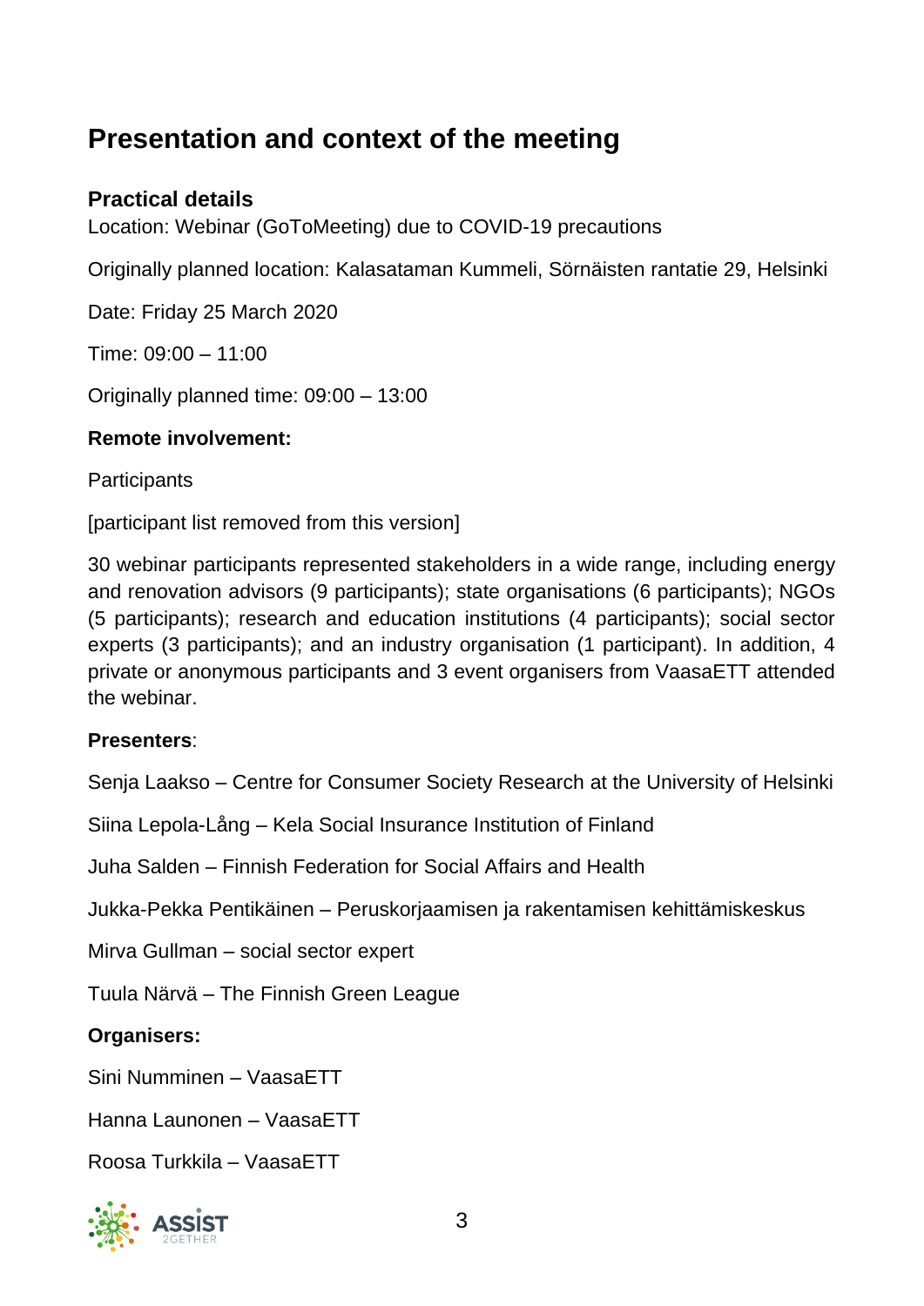# Presentation and context of the meeting

### Practical details

Location: Webinar (GoToMeeting) due to COVID-19 precautions

Originally planned location: Kalasataman Kummeli, Sörnäisten rantatie 29, Helsinki

Date: Friday 25 March 2020

Time: 09:00 – 11:00

Originally planned time: 09:00 – 13:00

**Remote involvement:**

Participants

[participant list removed from this version]

30 webinar participants represented stakeholders in a wide range, including energy and renovation advisors (9 participants); state organisations (6 participants); NGOs (5 participants); research and education institutions (4 participants); social sector experts (3 participants); and an industry organisation (1 participant). In addition, 4 private or anonymous participants and 3 event organisers from VaasaETT attended the webinar.

**Presenters**:

Senja Laakso – Centre for Consumer Society Research at the University of Helsinki

Siina Lepola-Lång – Kela Social Insurance Institution of Finland

Juha Salden – Finnish Federation for Social Affairs and Health

Jukka-Pekka Pentikäinen – Peruskorjaamisen ja rakentamisen kehittämiskeskus

Mirva Gullman – social sector expert

Tuula Närvä – The Finnish Green League

**Organisers:**

Sini Numminen – VaasaETT

Hanna Launonen – VaasaETT

Roosa Turkkila – VaasaETT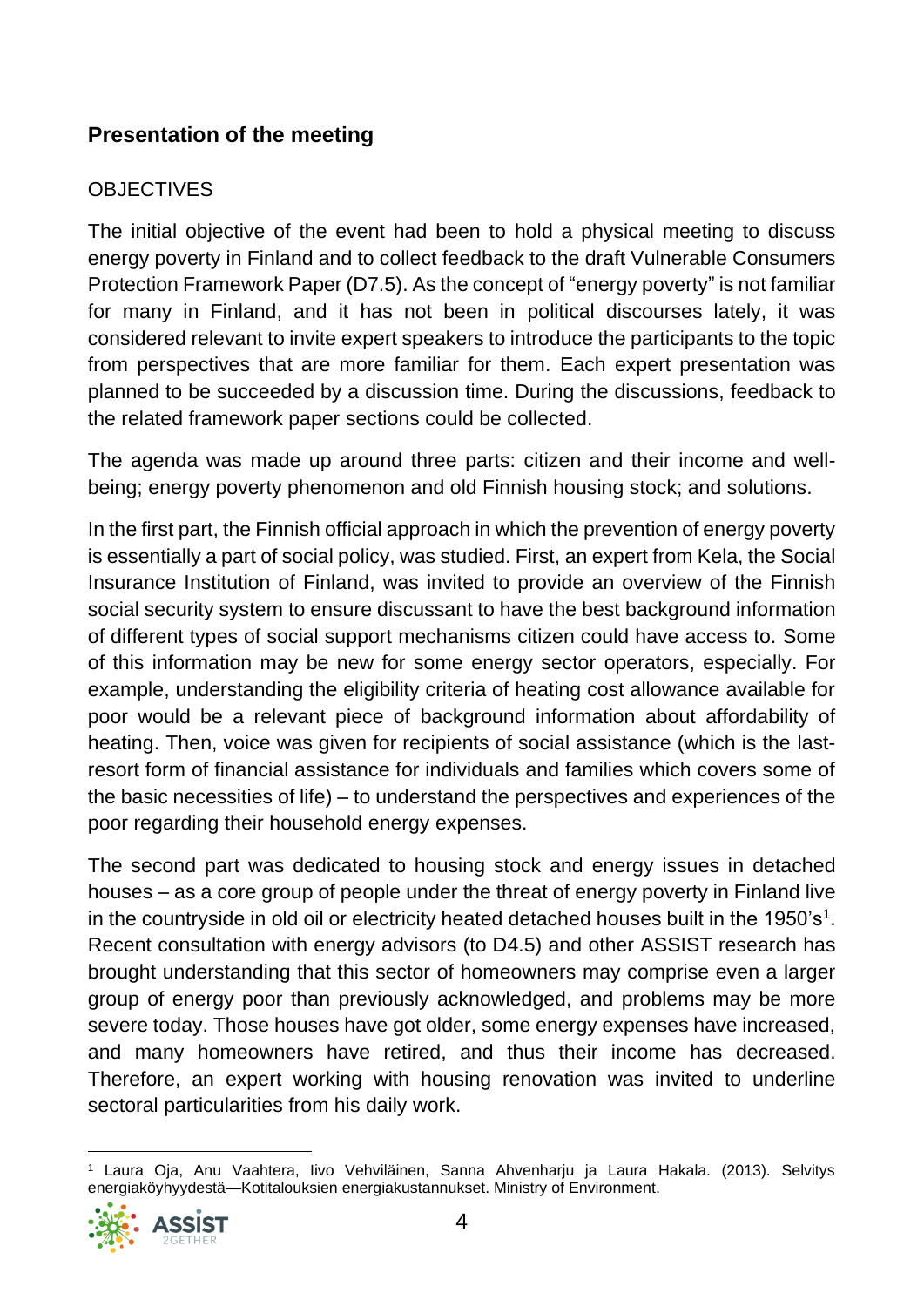## Presentation of the meeting

OBJECTIVES

The initial objective of the event had been to hold a physical meeting to discuss energy poverty in Finland and to collect feedback to the draft Vulnerable Consumers Protection Framework Paper (D7.5). As the concept of "energy poverty" is not familiar for many in Finland, and it has not been in political discourses lately, it was considered relevant to invite expert speakers to introduce the participants to the topic from perspectives that are more familiar for them. Each expert presentation was planned to be succeeded by a discussion time. During the discussions, feedback to the related framework paper sections could be collected.

The agenda was made up around three parts: citizen and their income and well-being; energy poverty phenomenon and old Finnish housing stock; and solutions.

In the first part, the Finnish official approach in which the prevention of energy poverty is essentially a part of social policy, was studied. First, an expert from Kela, the Social Insurance Institution of Finland, was invited to provide an overview of the Finnish social security system to ensure discussant to have the best background information of different types of social support mechanisms citizen could have access to. Some of this information may be new for some energy sector operators, especially. For example, understanding the eligibility criteria of heating cost allowance available for poor would be a relevant piece of background information about affordability of heating. Then, voice was given for recipients of social assistance (which is the last-resort form of financial assistance for individuals and families which covers some of the basic necessities of life) – to understand the perspectives and experiences of the poor regarding their household energy expenses.

The second part was dedicated to housing stock and energy issues in detached houses – as a core group of people under the threat of energy poverty in Finland live in the countryside in old oil or electricity heated detached houses built in the 1950's[1]. Recent consultation with energy advisors (to D4.5) and other ASSIST research has brought understanding that this sector of homeowners may comprise even a larger group of energy poor than previously acknowledged, and problems may be more severe today. Those houses have got older, some energy expenses have increased, and many homeowners have retired, and thus their income has decreased. Therefore, an expert working with housing renovation was invited to underline sectoral particularities from his daily work.

---

[1] Laura Oja, Anu Vaahtera, Iivo Vehviläinen, Sanna Ahvenharju ja Laura Hakala. (2013). Selvitys energiaköyhyydestä—Kotitalouksien energiakustannukset. Ministry of Environment.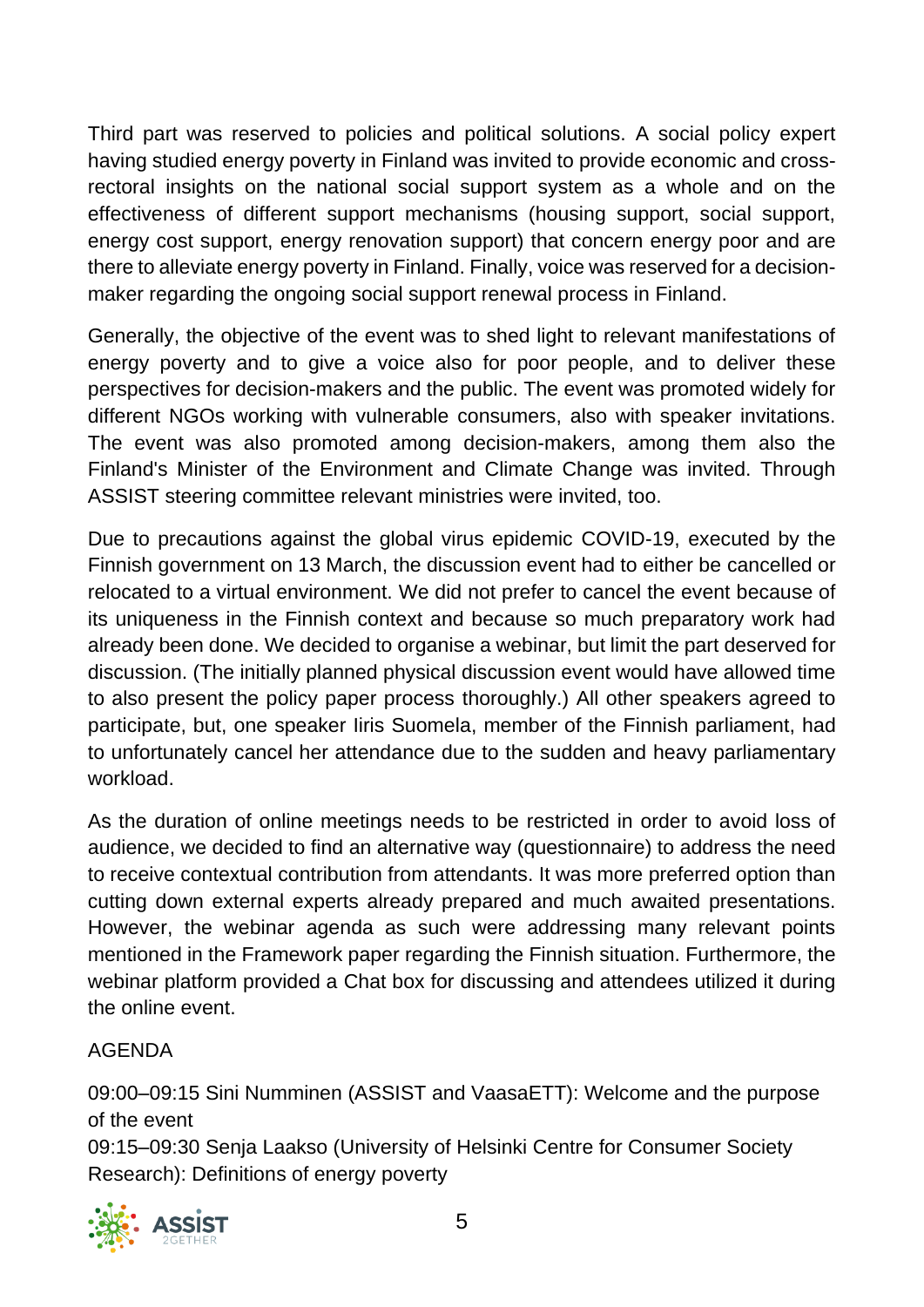Third part was reserved to policies and political solutions. A social policy expert having studied energy poverty in Finland was invited to provide economic and cross-rectoral insights on the national social support system as a whole and on the effectiveness of different support mechanisms (housing support, social support, energy cost support, energy renovation support) that concern energy poor and are there to alleviate energy poverty in Finland. Finally, voice was reserved for a decision-maker regarding the ongoing social support renewal process in Finland.

Generally, the objective of the event was to shed light to relevant manifestations of energy poverty and to give a voice also for poor people, and to deliver these perspectives for decision-makers and the public. The event was promoted widely for different NGOs working with vulnerable consumers, also with speaker invitations. The event was also promoted among decision-makers, among them also the Finland's Minister of the Environment and Climate Change was invited. Through ASSIST steering committee relevant ministries were invited, too.

Due to precautions against the global virus epidemic COVID-19, executed by the Finnish government on 13 March, the discussion event had to either be cancelled or relocated to a virtual environment. We did not prefer to cancel the event because of its uniqueness in the Finnish context and because so much preparatory work had already been done. We decided to organise a webinar, but limit the part deserved for discussion. (The initially planned physical discussion event would have allowed time to also present the policy paper process thoroughly.) All other speakers agreed to participate, but, one speaker Iiris Suomela, member of the Finnish parliament, had to unfortunately cancel her attendance due to the sudden and heavy parliamentary workload.

As the duration of online meetings needs to be restricted in order to avoid loss of audience, we decided to find an alternative way (questionnaire) to address the need to receive contextual contribution from attendants. It was more preferred option than cutting down external experts already prepared and much awaited presentations. However, the webinar agenda as such were addressing many relevant points mentioned in the Framework paper regarding the Finnish situation. Furthermore, the webinar platform provided a Chat box for discussing and attendees utilized it during the online event.

AGENDA

09:00–09:15 Sini Numminen (ASSIST and VaasaETT): Welcome and the purpose of the event
09:15–09:30 Senja Laakso (University of Helsinki Centre for Consumer Society Research): Definitions of energy poverty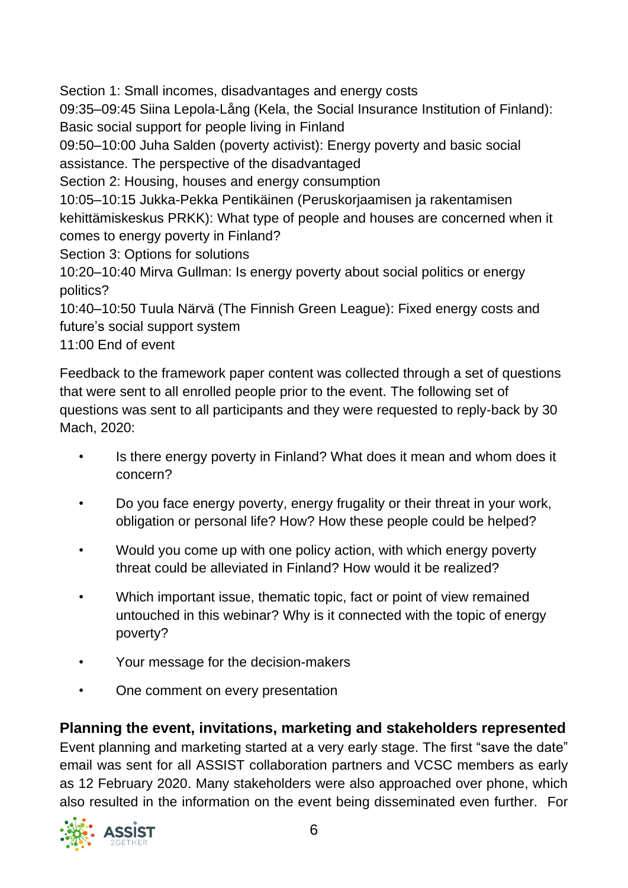Section 1: Small incomes, disadvantages and energy costs
09:35–09:45 Siina Lepola-Lång (Kela, the Social Insurance Institution of Finland): Basic social support for people living in Finland
09:50–10:00 Juha Salden (poverty activist): Energy poverty and basic social assistance. The perspective of the disadvantaged
Section 2: Housing, houses and energy consumption
10:05–10:15 Jukka-Pekka Pentikäinen (Peruskorjaamisen ja rakentamisen kehittämiskeskus PRKK): What type of people and houses are concerned when it comes to energy poverty in Finland?
Section 3: Options for solutions
10:20–10:40 Mirva Gullman: Is energy poverty about social politics or energy politics?
10:40–10:50 Tuula Närvä (The Finnish Green League): Fixed energy costs and future's social support system
11:00 End of event

Feedback to the framework paper content was collected through a set of questions that were sent to all enrolled people prior to the event. The following set of questions was sent to all participants and they were requested to reply-back by 30 Mach, 2020:

- Is there energy poverty in Finland? What does it mean and whom does it concern?
- Do you face energy poverty, energy frugality or their threat in your work, obligation or personal life? How? How these people could be helped?
- Would you come up with one policy action, with which energy poverty threat could be alleviated in Finland? How would it be realized?
- Which important issue, thematic topic, fact or point of view remained untouched in this webinar? Why is it connected with the topic of energy poverty?
- Your message for the decision-makers
- One comment on every presentation

## Planning the event, invitations, marketing and stakeholders represented

Event planning and marketing started at a very early stage. The first "save the date" email was sent for all ASSIST collaboration partners and VCSC members as early as 12 February 2020. Many stakeholders were also approached over phone, which also resulted in the information on the event being disseminated even further. For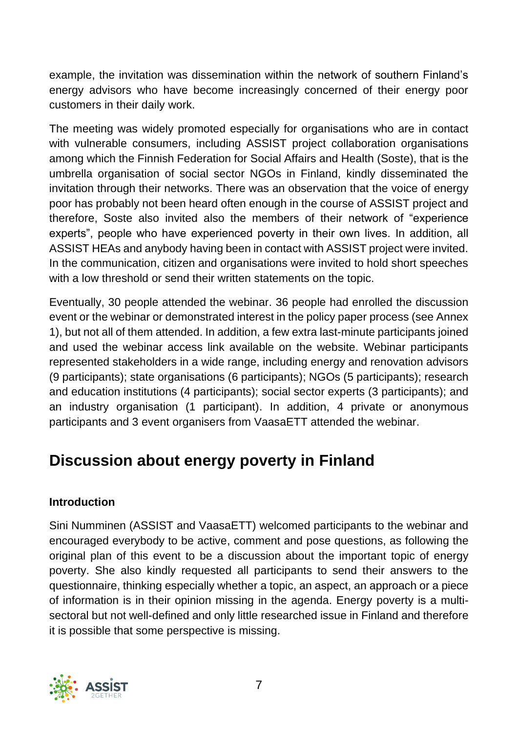example, the invitation was dissemination within the network of southern Finland's energy advisors who have become increasingly concerned of their energy poor customers in their daily work.

The meeting was widely promoted especially for organisations who are in contact with vulnerable consumers, including ASSIST project collaboration organisations among which the Finnish Federation for Social Affairs and Health (Soste), that is the umbrella organisation of social sector NGOs in Finland, kindly disseminated the invitation through their networks. There was an observation that the voice of energy poor has probably not been heard often enough in the course of ASSIST project and therefore, Soste also invited also the members of their network of "experience experts", people who have experienced poverty in their own lives. In addition, all ASSIST HEAs and anybody having been in contact with ASSIST project were invited. In the communication, citizen and organisations were invited to hold short speeches with a low threshold or send their written statements on the topic.

Eventually, 30 people attended the webinar. 36 people had enrolled the discussion event or the webinar or demonstrated interest in the policy paper process (see Annex 1), but not all of them attended. In addition, a few extra last-minute participants joined and used the webinar access link available on the website. Webinar participants represented stakeholders in a wide range, including energy and renovation advisors (9 participants); state organisations (6 participants); NGOs (5 participants); research and education institutions (4 participants); social sector experts (3 participants); and an industry organisation (1 participant). In addition, 4 private or anonymous participants and 3 event organisers from VaasaETT attended the webinar.

# Discussion about energy poverty in Finland

### Introduction

Sini Numminen (ASSIST and VaasaETT) welcomed participants to the webinar and encouraged everybody to be active, comment and pose questions, as following the original plan of this event to be a discussion about the important topic of energy poverty. She also kindly requested all participants to send their answers to the questionnaire, thinking especially whether a topic, an aspect, an approach or a piece of information is in their opinion missing in the agenda. Energy poverty is a multi-sectoral but not well-defined and only little researched issue in Finland and therefore it is possible that some perspective is missing.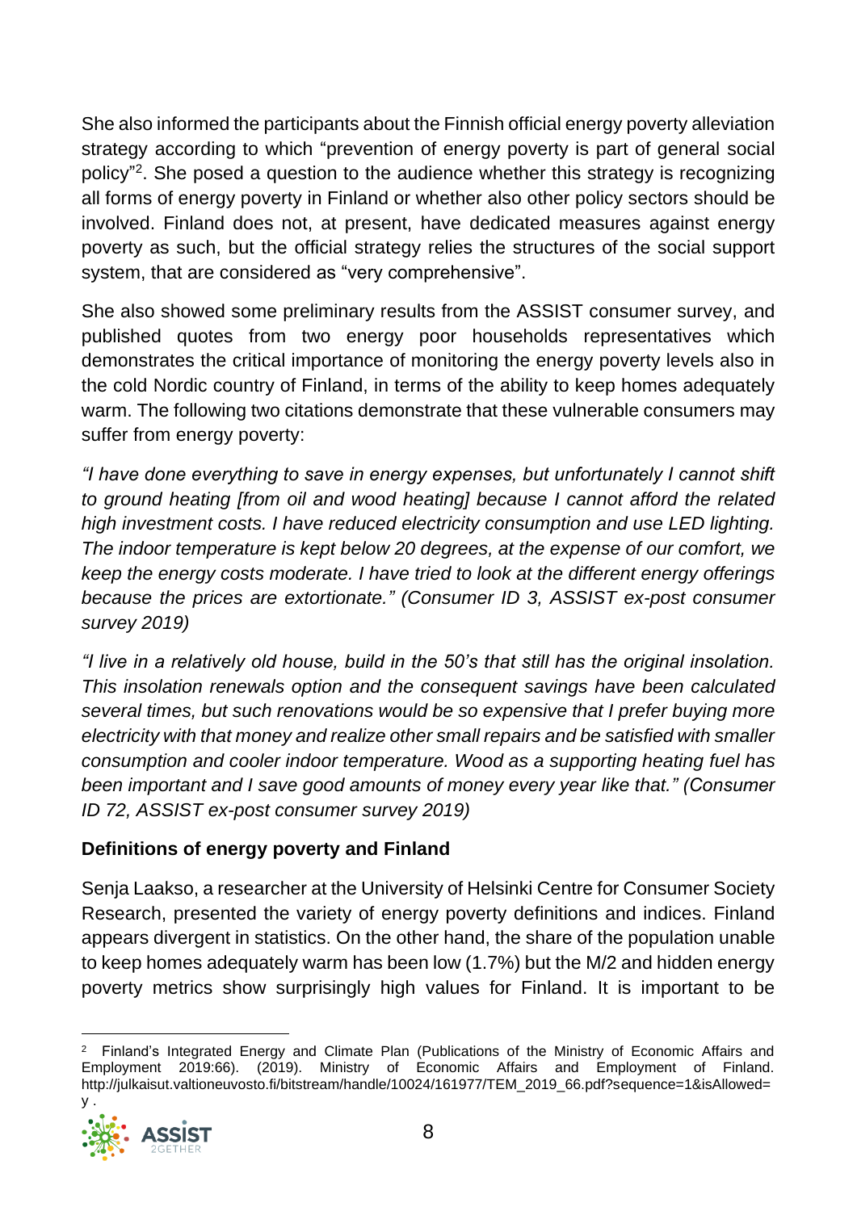She also informed the participants about the Finnish official energy poverty alleviation strategy according to which "prevention of energy poverty is part of general social policy"[2]. She posed a question to the audience whether this strategy is recognizing all forms of energy poverty in Finland or whether also other policy sectors should be involved. Finland does not, at present, have dedicated measures against energy poverty as such, but the official strategy relies the structures of the social support system, that are considered as "very comprehensive".

She also showed some preliminary results from the ASSIST consumer survey, and published quotes from two energy poor households representatives which demonstrates the critical importance of monitoring the energy poverty levels also in the cold Nordic country of Finland, in terms of the ability to keep homes adequately warm. The following two citations demonstrate that these vulnerable consumers may suffer from energy poverty:

*"I have done everything to save in energy expenses, but unfortunately I cannot shift to ground heating [from oil and wood heating] because I cannot afford the related high investment costs. I have reduced electricity consumption and use LED lighting. The indoor temperature is kept below 20 degrees, at the expense of our comfort, we keep the energy costs moderate. I have tried to look at the different energy offerings because the prices are extortionate." (Consumer ID 3, ASSIST ex-post consumer survey 2019)*

*"I live in a relatively old house, build in the 50's that still has the original insolation. This insolation renewals option and the consequent savings have been calculated several times, but such renovations would be so expensive that I prefer buying more electricity with that money and realize other small repairs and be satisfied with smaller consumption and cooler indoor temperature. Wood as a supporting heating fuel has been important and I save good amounts of money every year like that." (Consumer ID 72, ASSIST ex-post consumer survey 2019)*

### Definitions of energy poverty and Finland

Senja Laakso, a researcher at the University of Helsinki Centre for Consumer Society Research, presented the variety of energy poverty definitions and indices. Finland appears divergent in statistics. On the other hand, the share of the population unable to keep homes adequately warm has been low (1.7%) but the M/2 and hidden energy poverty metrics show surprisingly high values for Finland. It is important to be

---

[2] Finland's Integrated Energy and Climate Plan (Publications of the Ministry of Economic Affairs and Employment 2019:66). (2019). Ministry of Economic Affairs and Employment of Finland. http://julkaisut.valtioneuvosto.fi/bitstream/handle/10024/161977/TEM_2019_66.pdf?sequence=1&isAllowed=y .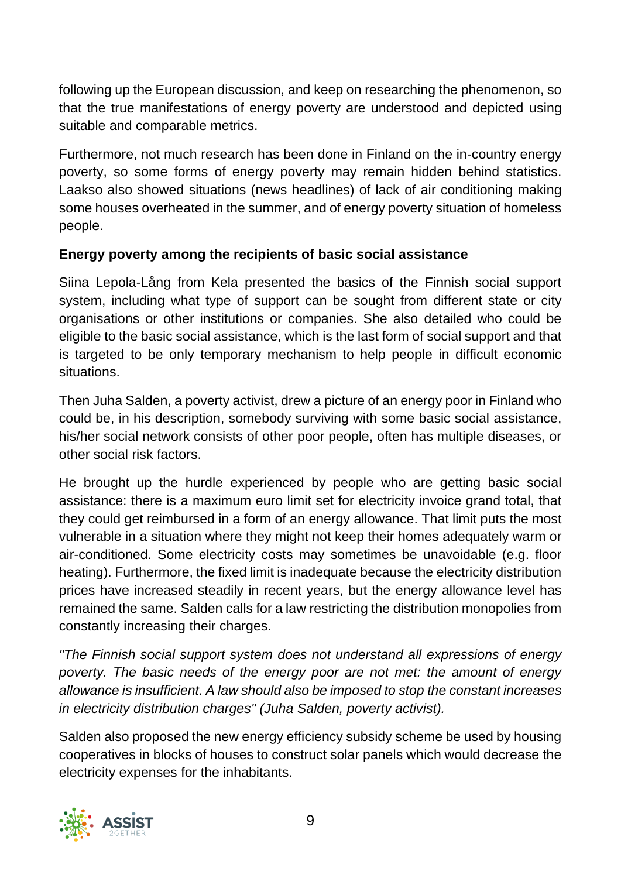following up the European discussion, and keep on researching the phenomenon, so that the true manifestations of energy poverty are understood and depicted using suitable and comparable metrics.

Furthermore, not much research has been done in Finland on the in-country energy poverty, so some forms of energy poverty may remain hidden behind statistics. Laakso also showed situations (news headlines) of lack of air conditioning making some houses overheated in the summer, and of energy poverty situation of homeless people.

**Energy poverty among the recipients of basic social assistance**

Siina Lepola-Lång from Kela presented the basics of the Finnish social support system, including what type of support can be sought from different state or city organisations or other institutions or companies. She also detailed who could be eligible to the basic social assistance, which is the last form of social support and that is targeted to be only temporary mechanism to help people in difficult economic situations.

Then Juha Salden, a poverty activist, drew a picture of an energy poor in Finland who could be, in his description, somebody surviving with some basic social assistance, his/her social network consists of other poor people, often has multiple diseases, or other social risk factors.

He brought up the hurdle experienced by people who are getting basic social assistance: there is a maximum euro limit set for electricity invoice grand total, that they could get reimbursed in a form of an energy allowance. That limit puts the most vulnerable in a situation where they might not keep their homes adequately warm or air-conditioned. Some electricity costs may sometimes be unavoidable (e.g. floor heating). Furthermore, the fixed limit is inadequate because the electricity distribution prices have increased steadily in recent years, but the energy allowance level has remained the same. Salden calls for a law restricting the distribution monopolies from constantly increasing their charges.

*"The Finnish social support system does not understand all expressions of energy poverty. The basic needs of the energy poor are not met: the amount of energy allowance is insufficient. A law should also be imposed to stop the constant increases in electricity distribution charges" (Juha Salden, poverty activist).*

Salden also proposed the new energy efficiency subsidy scheme be used by housing cooperatives in blocks of houses to construct solar panels which would decrease the electricity expenses for the inhabitants.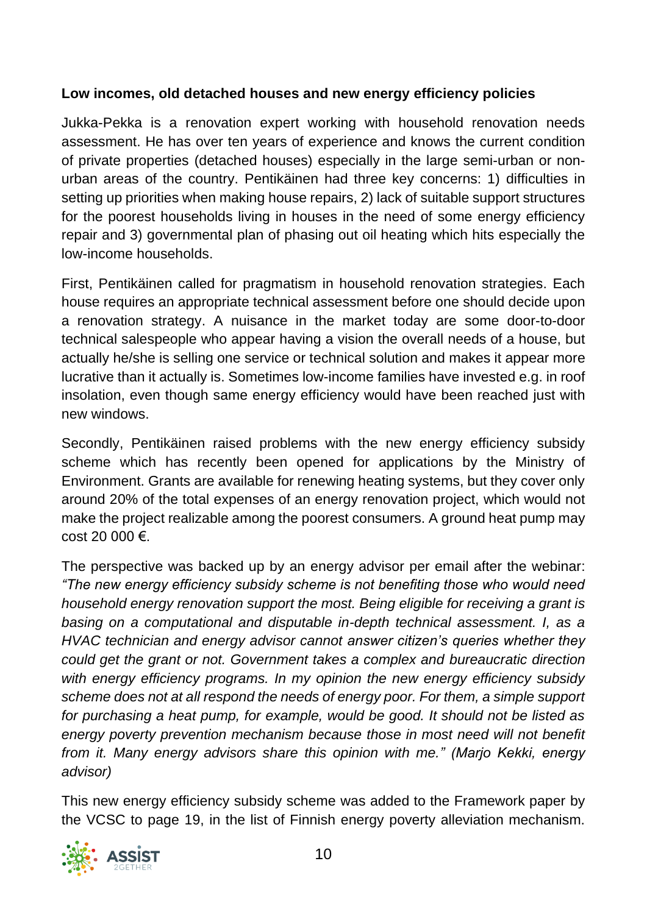**Low incomes, old detached houses and new energy efficiency policies**

Jukka-Pekka is a renovation expert working with household renovation needs assessment. He has over ten years of experience and knows the current condition of private properties (detached houses) especially in the large semi-urban or non-urban areas of the country. Pentikäinen had three key concerns: 1) difficulties in setting up priorities when making house repairs, 2) lack of suitable support structures for the poorest households living in houses in the need of some energy efficiency repair and 3) governmental plan of phasing out oil heating which hits especially the low-income households.

First, Pentikäinen called for pragmatism in household renovation strategies. Each house requires an appropriate technical assessment before one should decide upon a renovation strategy. A nuisance in the market today are some door-to-door technical salespeople who appear having a vision the overall needs of a house, but actually he/she is selling one service or technical solution and makes it appear more lucrative than it actually is. Sometimes low-income families have invested e.g. in roof insolation, even though same energy efficiency would have been reached just with new windows.

Secondly, Pentikäinen raised problems with the new energy efficiency subsidy scheme which has recently been opened for applications by the Ministry of Environment. Grants are available for renewing heating systems, but they cover only around 20% of the total expenses of an energy renovation project, which would not make the project realizable among the poorest consumers. A ground heat pump may cost 20 000 €.

The perspective was backed up by an energy advisor per email after the webinar: *"The new energy efficiency subsidy scheme is not benefiting those who would need household energy renovation support the most. Being eligible for receiving a grant is basing on a computational and disputable in-depth technical assessment. I, as a HVAC technician and energy advisor cannot answer citizen's queries whether they could get the grant or not. Government takes a complex and bureaucratic direction with energy efficiency programs. In my opinion the new energy efficiency subsidy scheme does not at all respond the needs of energy poor. For them, a simple support for purchasing a heat pump, for example, would be good. It should not be listed as energy poverty prevention mechanism because those in most need will not benefit from it. Many energy advisors share this opinion with me." (Marjo Kekki, energy advisor)*

This new energy efficiency subsidy scheme was added to the Framework paper by the VCSC to page 19, in the list of Finnish energy poverty alleviation mechanism.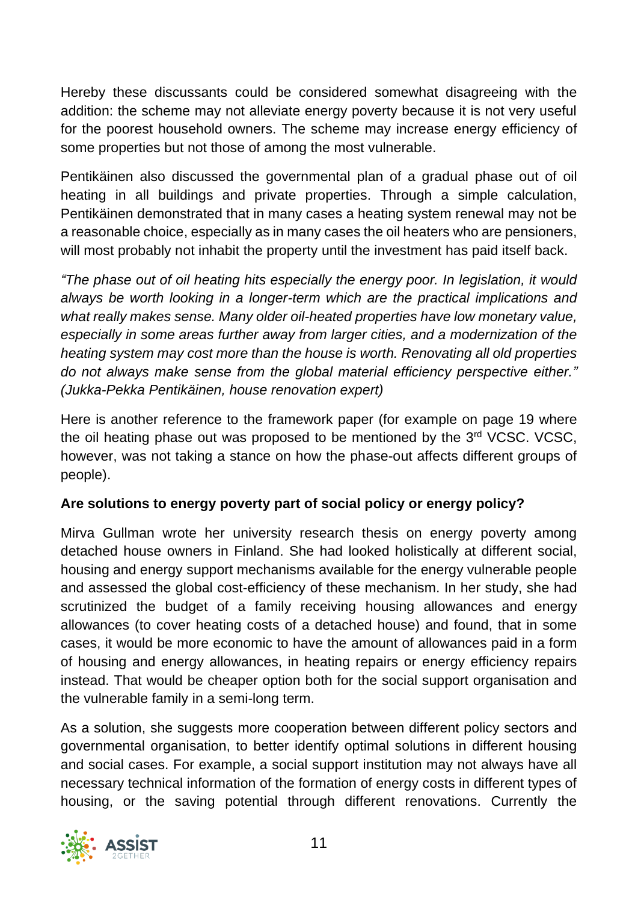Hereby these discussants could be considered somewhat disagreeing with the addition: the scheme may not alleviate energy poverty because it is not very useful for the poorest household owners. The scheme may increase energy efficiency of some properties but not those of among the most vulnerable.

Pentikäinen also discussed the governmental plan of a gradual phase out of oil heating in all buildings and private properties. Through a simple calculation, Pentikäinen demonstrated that in many cases a heating system renewal may not be a reasonable choice, especially as in many cases the oil heaters who are pensioners, will most probably not inhabit the property until the investment has paid itself back.

*"The phase out of oil heating hits especially the energy poor. In legislation, it would always be worth looking in a longer-term which are the practical implications and what really makes sense. Many older oil-heated properties have low monetary value, especially in some areas further away from larger cities, and a modernization of the heating system may cost more than the house is worth. Renovating all old properties do not always make sense from the global material efficiency perspective either." (Jukka-Pekka Pentikäinen, house renovation expert)*

Here is another reference to the framework paper (for example on page 19 where the oil heating phase out was proposed to be mentioned by the 3rd VCSC. VCSC, however, was not taking a stance on how the phase-out affects different groups of people).

**Are solutions to energy poverty part of social policy or energy policy?**

Mirva Gullman wrote her university research thesis on energy poverty among detached house owners in Finland. She had looked holistically at different social, housing and energy support mechanisms available for the energy vulnerable people and assessed the global cost-efficiency of these mechanism. In her study, she had scrutinized the budget of a family receiving housing allowances and energy allowances (to cover heating costs of a detached house) and found, that in some cases, it would be more economic to have the amount of allowances paid in a form of housing and energy allowances, in heating repairs or energy efficiency repairs instead. That would be cheaper option both for the social support organisation and the vulnerable family in a semi-long term.

As a solution, she suggests more cooperation between different policy sectors and governmental organisation, to better identify optimal solutions in different housing and social cases. For example, a social support institution may not always have all necessary technical information of the formation of energy costs in different types of housing, or the saving potential through different renovations. Currently the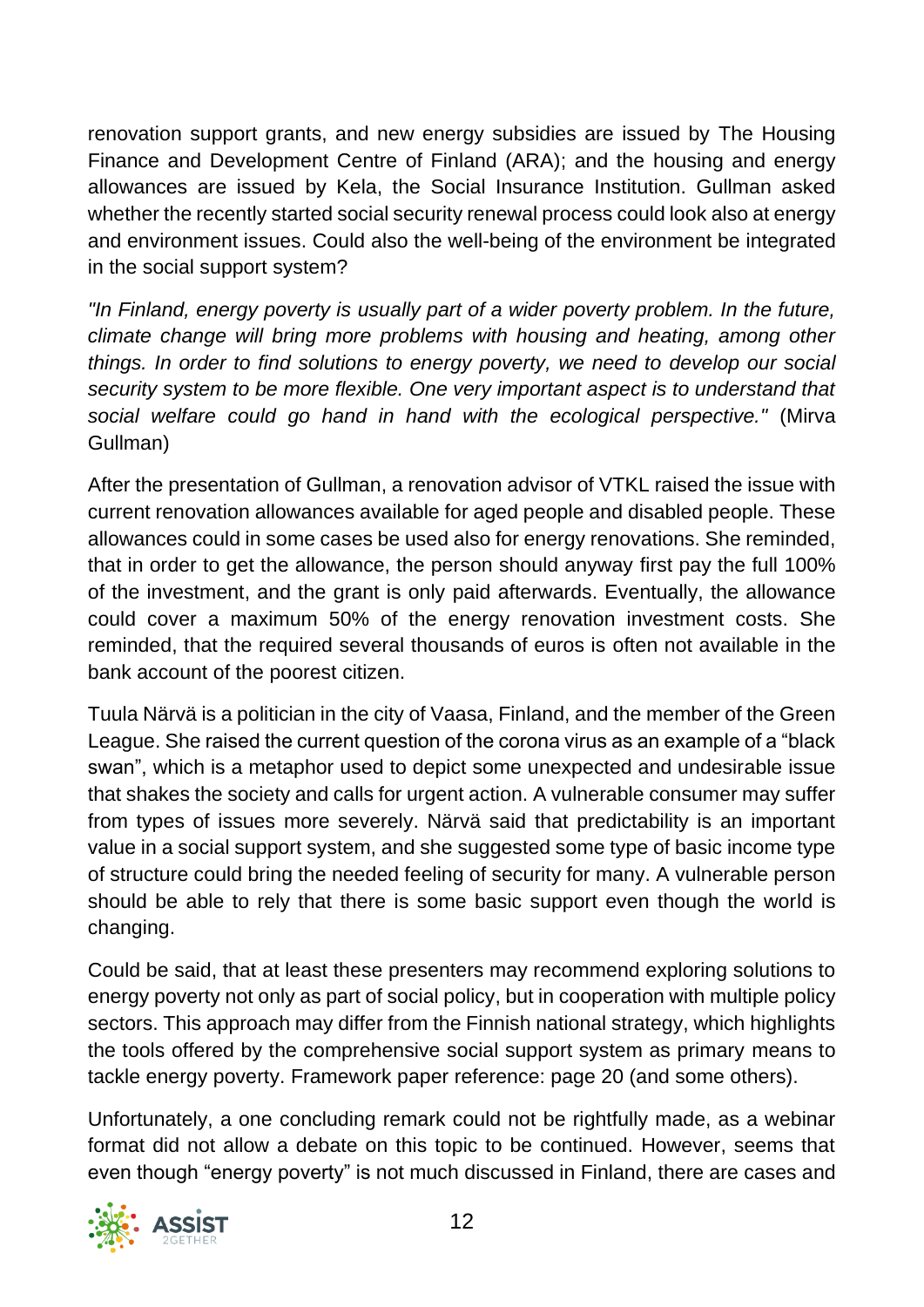renovation support grants, and new energy subsidies are issued by The Housing Finance and Development Centre of Finland (ARA); and the housing and energy allowances are issued by Kela, the Social Insurance Institution. Gullman asked whether the recently started social security renewal process could look also at energy and environment issues. Could also the well-being of the environment be integrated in the social support system?

*"In Finland, energy poverty is usually part of a wider poverty problem. In the future, climate change will bring more problems with housing and heating, among other things. In order to find solutions to energy poverty, we need to develop our social security system to be more flexible. One very important aspect is to understand that social welfare could go hand in hand with the ecological perspective."* (Mirva Gullman)

After the presentation of Gullman, a renovation advisor of VTKL raised the issue with current renovation allowances available for aged people and disabled people. These allowances could in some cases be used also for energy renovations. She reminded, that in order to get the allowance, the person should anyway first pay the full 100% of the investment, and the grant is only paid afterwards. Eventually, the allowance could cover a maximum 50% of the energy renovation investment costs. She reminded, that the required several thousands of euros is often not available in the bank account of the poorest citizen.

Tuula Närvä is a politician in the city of Vaasa, Finland, and the member of the Green League. She raised the current question of the corona virus as an example of a "black swan", which is a metaphor used to depict some unexpected and undesirable issue that shakes the society and calls for urgent action. A vulnerable consumer may suffer from types of issues more severely. Närvä said that predictability is an important value in a social support system, and she suggested some type of basic income type of structure could bring the needed feeling of security for many. A vulnerable person should be able to rely that there is some basic support even though the world is changing.

Could be said, that at least these presenters may recommend exploring solutions to energy poverty not only as part of social policy, but in cooperation with multiple policy sectors. This approach may differ from the Finnish national strategy, which highlights the tools offered by the comprehensive social support system as primary means to tackle energy poverty. Framework paper reference: page 20 (and some others).

Unfortunately, a one concluding remark could not be rightfully made, as a webinar format did not allow a debate on this topic to be continued. However, seems that even though "energy poverty" is not much discussed in Finland, there are cases and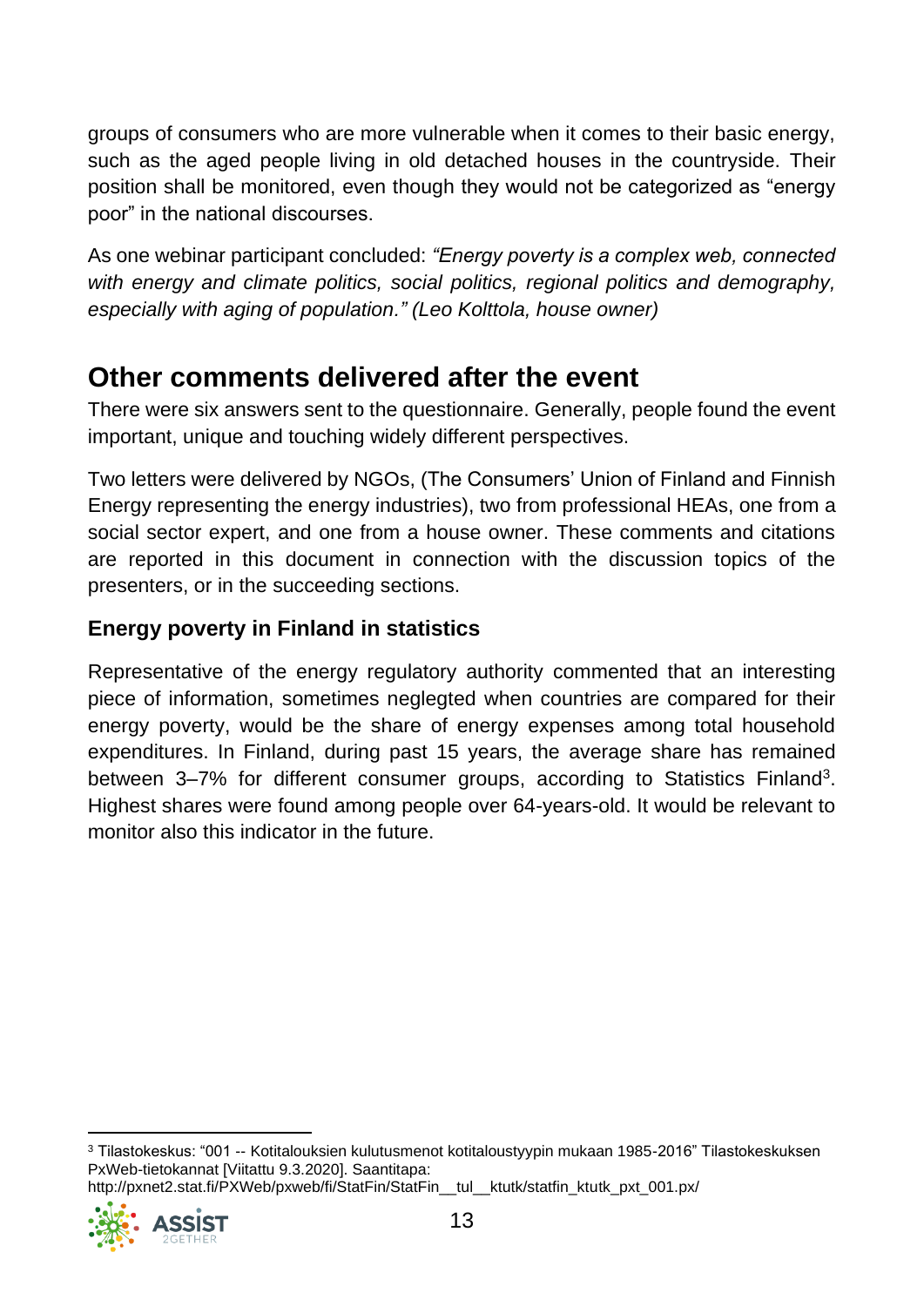groups of consumers who are more vulnerable when it comes to their basic energy, such as the aged people living in old detached houses in the countryside. Their position shall be monitored, even though they would not be categorized as "energy poor" in the national discourses.

As one webinar participant concluded: *"Energy poverty is a complex web, connected with energy and climate politics, social politics, regional politics and demography, especially with aging of population." (Leo Kolttola, house owner)*

## Other comments delivered after the event

There were six answers sent to the questionnaire. Generally, people found the event important, unique and touching widely different perspectives.

Two letters were delivered by NGOs, (The Consumers' Union of Finland and Finnish Energy representing the energy industries), two from professional HEAs, one from a social sector expert, and one from a house owner. These comments and citations are reported in this document in connection with the discussion topics of the presenters, or in the succeeding sections.

### Energy poverty in Finland in statistics

Representative of the energy regulatory authority commented that an interesting piece of information, sometimes neglegted when countries are compared for their energy poverty, would be the share of energy expenses among total household expenditures. In Finland, during past 15 years, the average share has remained between 3–7% for different consumer groups, according to Statistics Finland[3]. Highest shares were found among people over 64-years-old. It would be relevant to monitor also this indicator in the future.

[3] Tilastokeskus: "001 -- Kotitalouksien kulutusmenot kotitaloustyypin mukaan 1985-2016" Tilastokeskuksen PxWeb-tietokannat [Viitattu 9.3.2020]. Saantitapa: http://pxnet2.stat.fi/PXWeb/pxweb/fi/StatFin/StatFin__tul__ktutk/statfin_ktutk_pxt_001.px/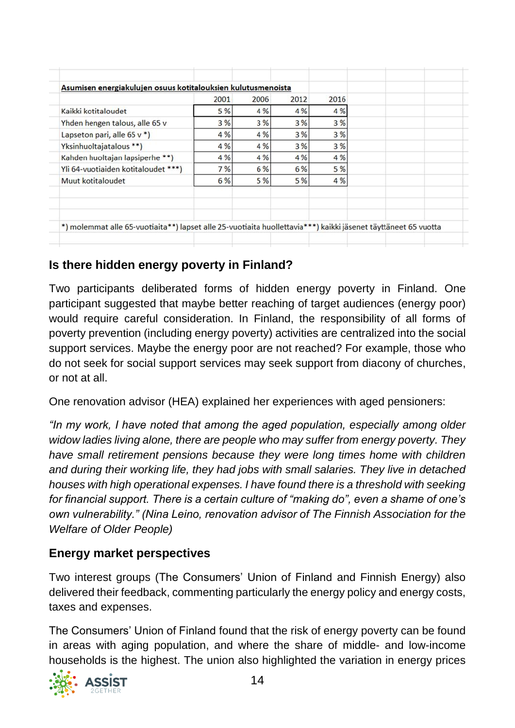**Asumisen energiakulujen osuus kotitalouksien kulutusmenoista**

| | 2001 | 2006 | 2012 | 2016 |
|---|---|---|---|---|
| Kaikki kotitaloudet | 5 % | 4 % | 4 % | 4 % |
| Yhden hengen talous, alle 65 v | 3 % | 3 % | 3 % | 3 % |
| Lapseton pari, alle 65 v *) | 4 % | 4 % | 3 % | 3 % |
| Yksinhuoltajatalous **) | 4 % | 4 % | 3 % | 3 % |
| Kahden huoltajan lapsiperhe **) | 4 % | 4 % | 4 % | 4 % |
| Yli 64-vuotiaiden kotitaloudet ***) | 7 % | 6 % | 6 % | 5 % |
| Muut kotitaloudet | 6 % | 5 % | 5 % | 4 % |

*) molemmat alle 65-vuotiaita**) lapset alle 25-vuotiaita huollettavia***) kaikki jäsenet täyttäneet 65 vuotta

### Is there hidden energy poverty in Finland?

Two participants deliberated forms of hidden energy poverty in Finland. One participant suggested that maybe better reaching of target audiences (energy poor) would require careful consideration. In Finland, the responsibility of all forms of poverty prevention (including energy poverty) activities are centralized into the social support services. Maybe the energy poor are not reached? For example, those who do not seek for social support services may seek support from diacony of churches, or not at all.

One renovation advisor (HEA) explained her experiences with aged pensioners:

*"In my work, I have noted that among the aged population, especially among older widow ladies living alone, there are people who may suffer from energy poverty. They have small retirement pensions because they were long times home with children and during their working life, they had jobs with small salaries. They live in detached houses with high operational expenses. I have found there is a threshold with seeking for financial support. There is a certain culture of "making do", even a shame of one's own vulnerability." (Nina Leino, renovation advisor of The Finnish Association for the Welfare of Older People)*

### Energy market perspectives

Two interest groups (The Consumers' Union of Finland and Finnish Energy) also delivered their feedback, commenting particularly the energy policy and energy costs, taxes and expenses.

The Consumers' Union of Finland found that the risk of energy poverty can be found in areas with aging population, and where the share of middle- and low-income households is the highest. The union also highlighted the variation in energy prices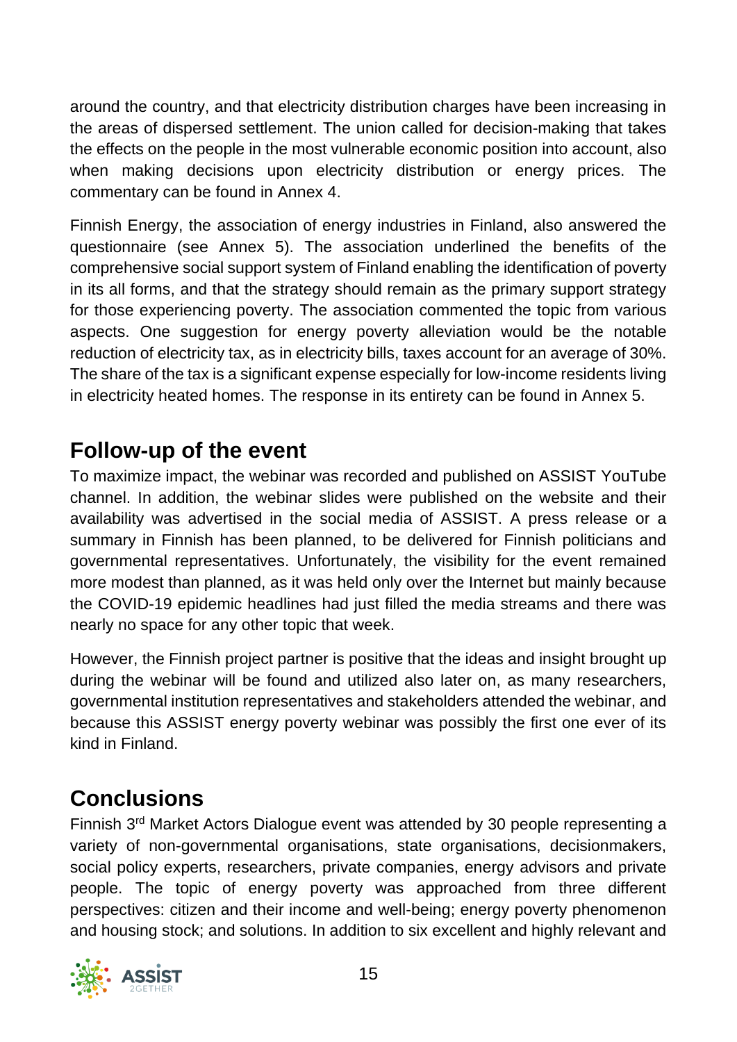around the country, and that electricity distribution charges have been increasing in the areas of dispersed settlement. The union called for decision-making that takes the effects on the people in the most vulnerable economic position into account, also when making decisions upon electricity distribution or energy prices. The commentary can be found in Annex 4.

Finnish Energy, the association of energy industries in Finland, also answered the questionnaire (see Annex 5). The association underlined the benefits of the comprehensive social support system of Finland enabling the identification of poverty in its all forms, and that the strategy should remain as the primary support strategy for those experiencing poverty. The association commented the topic from various aspects. One suggestion for energy poverty alleviation would be the notable reduction of electricity tax, as in electricity bills, taxes account for an average of 30%. The share of the tax is a significant expense especially for low-income residents living in electricity heated homes. The response in its entirety can be found in Annex 5.

## Follow-up of the event

To maximize impact, the webinar was recorded and published on ASSIST YouTube channel. In addition, the webinar slides were published on the website and their availability was advertised in the social media of ASSIST. A press release or a summary in Finnish has been planned, to be delivered for Finnish politicians and governmental representatives. Unfortunately, the visibility for the event remained more modest than planned, as it was held only over the Internet but mainly because the COVID-19 epidemic headlines had just filled the media streams and there was nearly no space for any other topic that week.

However, the Finnish project partner is positive that the ideas and insight brought up during the webinar will be found and utilized also later on, as many researchers, governmental institution representatives and stakeholders attended the webinar, and because this ASSIST energy poverty webinar was possibly the first one ever of its kind in Finland.

## Conclusions

Finnish 3rd Market Actors Dialogue event was attended by 30 people representing a variety of non-governmental organisations, state organisations, decisionmakers, social policy experts, researchers, private companies, energy advisors and private people. The topic of energy poverty was approached from three different perspectives: citizen and their income and well-being; energy poverty phenomenon and housing stock; and solutions. In addition to six excellent and highly relevant and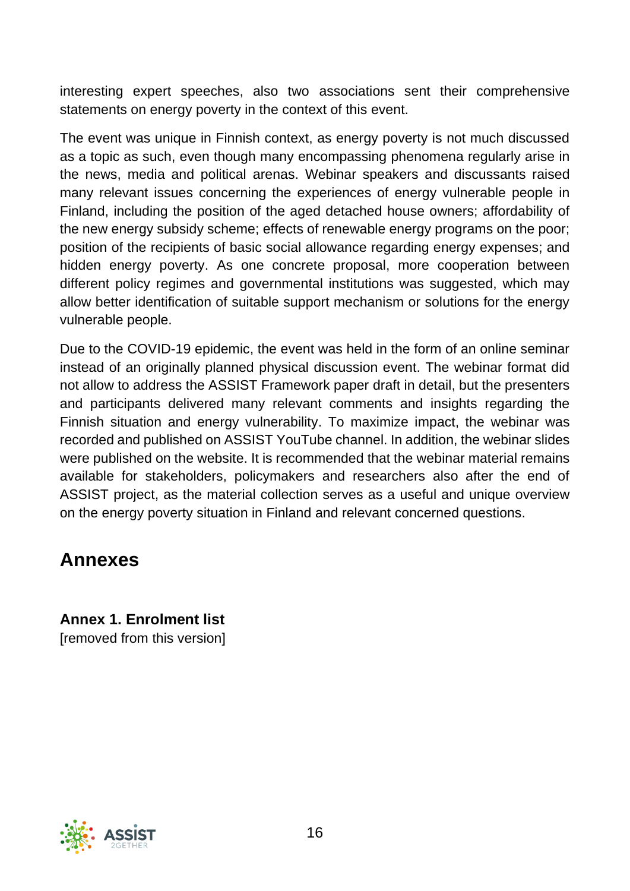interesting expert speeches, also two associations sent their comprehensive statements on energy poverty in the context of this event.

The event was unique in Finnish context, as energy poverty is not much discussed as a topic as such, even though many encompassing phenomena regularly arise in the news, media and political arenas. Webinar speakers and discussants raised many relevant issues concerning the experiences of energy vulnerable people in Finland, including the position of the aged detached house owners; affordability of the new energy subsidy scheme; effects of renewable energy programs on the poor; position of the recipients of basic social allowance regarding energy expenses; and hidden energy poverty. As one concrete proposal, more cooperation between different policy regimes and governmental institutions was suggested, which may allow better identification of suitable support mechanism or solutions for the energy vulnerable people.

Due to the COVID-19 epidemic, the event was held in the form of an online seminar instead of an originally planned physical discussion event. The webinar format did not allow to address the ASSIST Framework paper draft in detail, but the presenters and participants delivered many relevant comments and insights regarding the Finnish situation and energy vulnerability. To maximize impact, the webinar was recorded and published on ASSIST YouTube channel. In addition, the webinar slides were published on the website. It is recommended that the webinar material remains available for stakeholders, policymakers and researchers also after the end of ASSIST project, as the material collection serves as a useful and unique overview on the energy poverty situation in Finland and relevant concerned questions.

# Annexes

**Annex 1. Enrolment list**
[removed from this version]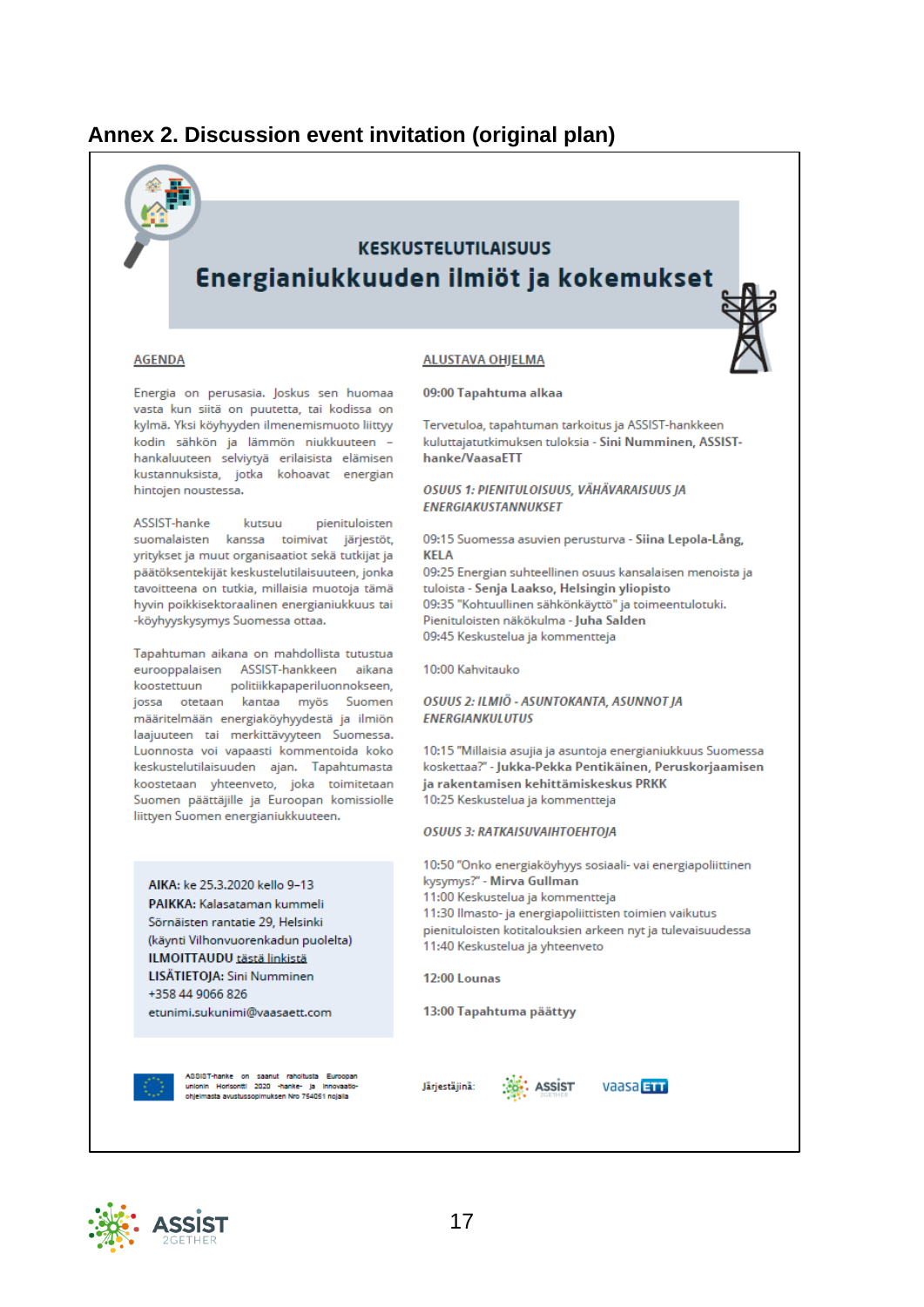## Annex 2. Discussion event invitation (original plan)

KESKUSTELUTILAISUUS

# Energianiukkuuden ilmiöt ja kokemukset

**AGENDA**

Energia on perusasia. Joskus sen huomaa vasta kun siitä on puutetta, tai kodissa on kylmä. Yksi köyhyyden ilmenemismuoto liittyy kodin sähkön ja lämmön niukkuuteen – hankaluuteen selviytyä erilaisista elämisen kustannuksista, jotka kohoavat energian hintojen noustessa.

ASSIST-hanke kutsuu pienituloisten suomalaisten kanssa toimivat järjestöt, yritykset ja muut organisaatiot sekä tutkijat ja päätöksentekijät keskustelutilaisuuteen, jonka tavoitteena on tutkia, millaisia muotoja tämä hyvin poikkisektoraalinen energianiukkuus tai -köyhyyskysymys Suomessa ottaa.

Tapahtuman aikana on mahdollista tutustua eurooppalaisen ASSIST-hankkeen aikana koostettuun politiikkapaperiluonnokseen, jossa otetaan kantaa myös Suomen määritelmään energiaköyhyydestä ja ilmiön laajuuteen tai merkittävyyteen Suomessa. Luonnosta voi vapaasti kommentoida koko keskustelutilaisuuden ajan. Tapahtumasta koostetaan yhteenveto, joka toimitetaan Suomen päättäjille ja Euroopan komissiolle liittyen Suomen energianiukkuuteen.

**AIKA:** ke 25.3.2020 kello 9–13
**PAIKKA:** Kalasataman kummeli
Sörnäisten rantatie 29, Helsinki
(käynti Vilhonvuorenkadun puolelta)
**ILMOITTAUDU** tästä linkistä
**LISÄTIETOJA:** Sini Numminen
+358 44 9066 826
etunimi.sukunimi@vaasaett.com

**ALUSTAVA OHJELMA**

**09:00 Tapahtuma alkaa**

Tervetuloa, tapahtuman tarkoitus ja ASSIST-hankkeen kuluttajatutkimuksen tuloksia - **Sini Numminen, ASSIST-hanke/VaasaETT**

***OSUUS 1: PIENITULOISUUS, VÄHÄVARAISUUS JA ENERGIAKUSTANNUKSET***

09:15 Suomessa asuvien perusturva - **Siina Lepola-Lång, KELA**
09:25 Energian suhteellinen osuus kansalaisen menoista ja tuloista - **Senja Laakso, Helsingin yliopisto**
09:35 "Kohtuullinen sähkönkäyttö" ja toimeentulotuki. Pienituloisten näkökulma - **Juha Salden**
09:45 Keskustelua ja kommentteja

10:00 Kahvitauko

***OSUUS 2: ILMIÖ - ASUNTOKANTA, ASUNNOT JA ENERGIANKULUTUS***

10:15 "Millaisia asujia ja asuntoja energianiukkuus Suomessa koskettaa?" - **Jukka-Pekka Pentikäinen, Peruskorjaamisen ja rakentamisen kehittämiskeskus PRKK**
10:25 Keskustelua ja kommentteja

***OSUUS 3: RATKAISUVAIHTOEHTOJA***

10:50 "Onko energiaköyhyys sosiaali- vai energiapoliittinen kysymys?" - **Mirva Gullman**
11:00 Keskustelua ja kommentteja
11:30 Ilmasto- ja energiapoliittisten toimien vaikutus pienituloisten kotitalouksien arkeen nyt ja tulevaisuudessa
11:40 Keskustelua ja yhteenveto

**12:00 Lounas**

**13:00 Tapahtuma päättyy**

ASSIST-hanke on saanut rahoitusta Euroopan unionin Horisontti 2020 -hanke- ja innovaatio-ohjelmasta avustussopimuksen Nro 754051 nojalla

Järjestäjinä: ASSIST 2GETHER, vaasaETT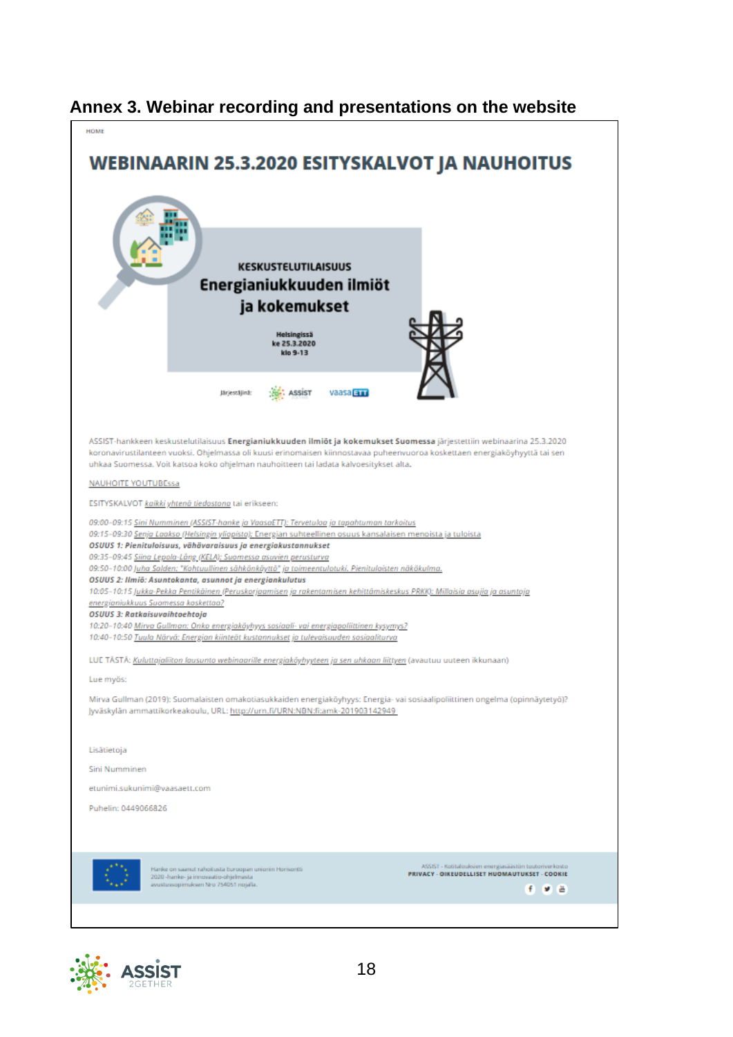## Annex 3. Webinar recording and presentations on the website

HOME

# WEBINAARIN 25.3.2020 ESITYSKALVOT JA NAUHOITUS

KESKUSTELUTILAISUUS

**Energianiukkuuden ilmiöt ja kokemukset**

Helsingissä
ke 25.3.2020
klo 9-13

Järjestäjinä: ASSIST vaasaETT

ASSIST-hankkeen keskustelutilaisuus **Energianiukkuuden ilmiöt ja kokemukset Suomessa** järjestettiin webinaarina 25.3.2020 koronavirustilanteen vuoksi. Ohjelmassa oli kuusi erinomaisen kiinnostavaa puheenvuoroa koskettaen energiaköyhyyttä tai sen uhkaa Suomessa. Voit katsoa koko ohjelman nauhoitteen tai ladata kalvoesitykset alta.

NAUHOITE YOUTUBEssa

ESITYSKALVOT *kaikki yhtenä tiedostona* tai erikseen:

*09:00–09:15 Sini Numminen (ASSIST-hanke ja VaasaETT): Tervetuloa ja tapahtuman tarkoitus*
*09:15–09:30 Senja Laakso (Helsingin yliopisto): Energian suhteellinen osuus kansalaisen menoista ja tuloista*
***OSUUS 1: Pienituloisuus, vähävaraisuus ja energiakustannukset***
*09:35–09:45 Siina Lepola-Läng (KELA): Suomessa asuvien perusturva*
*09:50–10:00 Juha Salden: "Kohtuullinen sähkönkäyttö" ja toimeentulotuki. Pienituloisten näkökulma.*
***OSUUS 2: Ilmiö: Asuntokanta, asunnot ja energiankulutus***
*10:05–10:15 Jukka-Pekka Pentikäinen (Peruskorjaamisen ja rakentamisen kehittämiskeskus PRKK): Milloisia asujia ja asuntoja energianiukkuus Suomessa koskettaa?*
***OSUUS 3: Ratkaisuvaihtoehtoja***
*10:20–10:40 Mirva Gullman: Onko energiaköyhyys sosiaali- vai energiapoliittinen kysymys?*
*10:40–10:50 Tuula Närvä: Energian kiinteät kustannukset ja tulevaisuuden sosiaaliturva*

LUE TÄSTÄ: *Kuluttajaliiton lausunto webinaarille energiaköyhyyteen ja sen uhkaan liittyen* (avautuu uuteen ikkunaan)

Lue myös:

Mirva Gullman (2019): Suomalaisten omakotiasukkaiden energiaköyhyys: Energia- vai sosiaalipoliittinen ongelma (opinnäytetyö)? Jyväskylän ammattikorkeakoulu, URL: http://urn.fi/URN:NBN:fi:amk-201903142949

Lisätietoja

Sini Numminen

etunimi.sukunimi@vaasaett.com

Puhelin: 0449066826

Hanke on saanut rahoitusta Euroopan unionin Horisontti 2020 -hanke- ja innovaatio-ohjelmasta avustussopimuksen Nro 754051 nojalla.

ASSIST - Kotitalouksien energiasäästön tuutoriverkosto
PRIVACY · OIKEUDELLISET HUOMAUTUKSET · COOKIE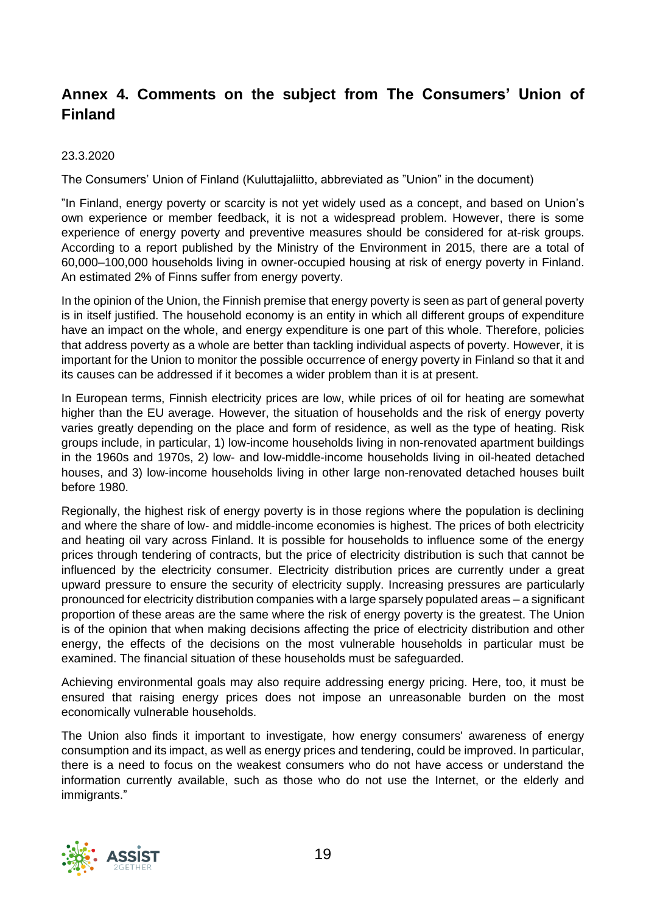## Annex 4. Comments on the subject from The Consumers' Union of Finland

23.3.2020

The Consumers' Union of Finland (Kuluttajaliitto, abbreviated as "Union" in the document)

"In Finland, energy poverty or scarcity is not yet widely used as a concept, and based on Union's own experience or member feedback, it is not a widespread problem. However, there is some experience of energy poverty and preventive measures should be considered for at-risk groups. According to a report published by the Ministry of the Environment in 2015, there are a total of 60,000–100,000 households living in owner-occupied housing at risk of energy poverty in Finland. An estimated 2% of Finns suffer from energy poverty.

In the opinion of the Union, the Finnish premise that energy poverty is seen as part of general poverty is in itself justified. The household economy is an entity in which all different groups of expenditure have an impact on the whole, and energy expenditure is one part of this whole. Therefore, policies that address poverty as a whole are better than tackling individual aspects of poverty. However, it is important for the Union to monitor the possible occurrence of energy poverty in Finland so that it and its causes can be addressed if it becomes a wider problem than it is at present.

In European terms, Finnish electricity prices are low, while prices of oil for heating are somewhat higher than the EU average. However, the situation of households and the risk of energy poverty varies greatly depending on the place and form of residence, as well as the type of heating. Risk groups include, in particular, 1) low-income households living in non-renovated apartment buildings in the 1960s and 1970s, 2) low- and low-middle-income households living in oil-heated detached houses, and 3) low-income households living in other large non-renovated detached houses built before 1980.

Regionally, the highest risk of energy poverty is in those regions where the population is declining and where the share of low- and middle-income economies is highest. The prices of both electricity and heating oil vary across Finland. It is possible for households to influence some of the energy prices through tendering of contracts, but the price of electricity distribution is such that cannot be influenced by the electricity consumer. Electricity distribution prices are currently under a great upward pressure to ensure the security of electricity supply. Increasing pressures are particularly pronounced for electricity distribution companies with a large sparsely populated areas – a significant proportion of these areas are the same where the risk of energy poverty is the greatest. The Union is of the opinion that when making decisions affecting the price of electricity distribution and other energy, the effects of the decisions on the most vulnerable households in particular must be examined. The financial situation of these households must be safeguarded.

Achieving environmental goals may also require addressing energy pricing. Here, too, it must be ensured that raising energy prices does not impose an unreasonable burden on the most economically vulnerable households.

The Union also finds it important to investigate, how energy consumers' awareness of energy consumption and its impact, as well as energy prices and tendering, could be improved. In particular, there is a need to focus on the weakest consumers who do not have access or understand the information currently available, such as those who do not use the Internet, or the elderly and immigrants."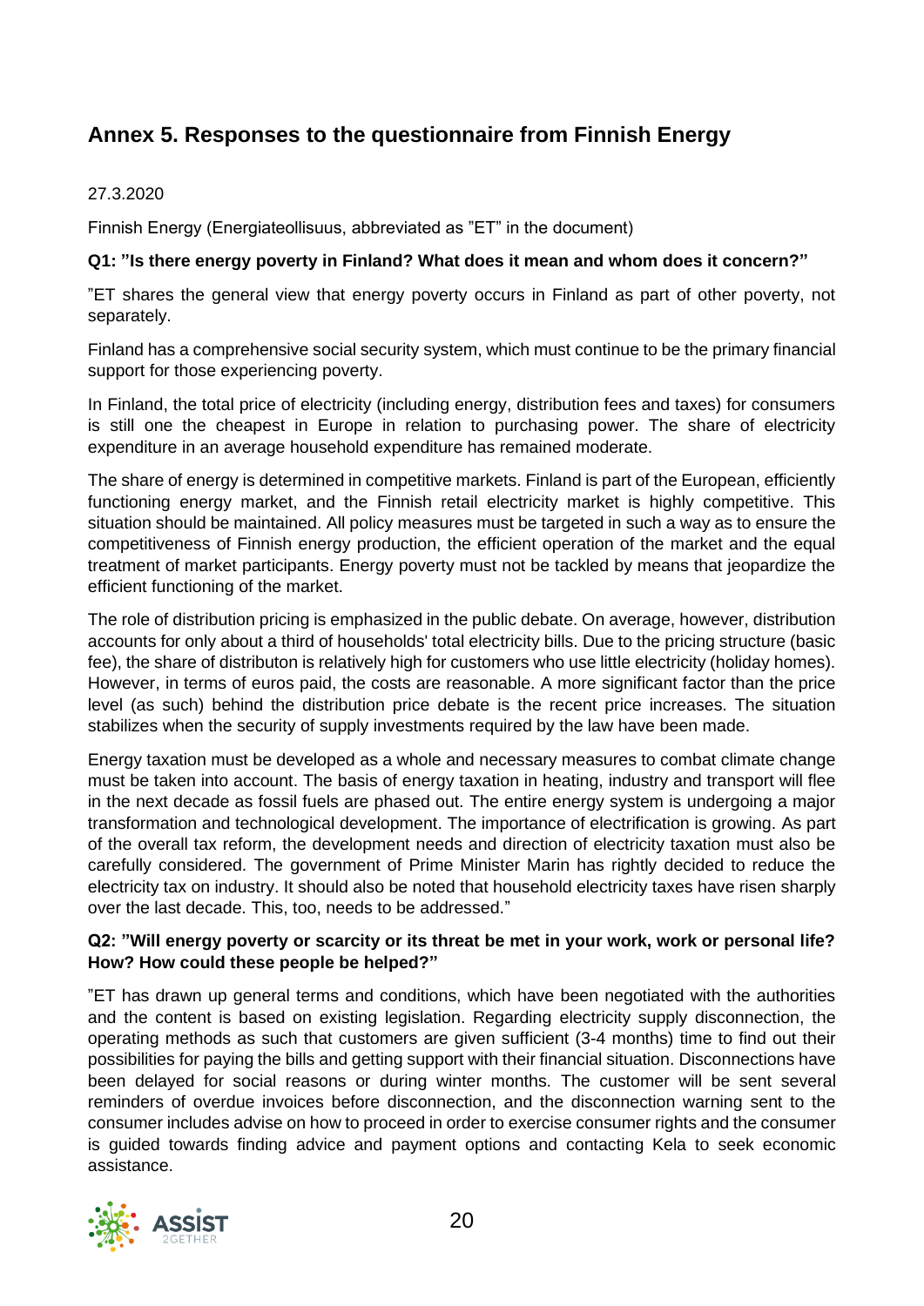## Annex 5. Responses to the questionnaire from Finnish Energy

27.3.2020

Finnish Energy (Energiateollisuus, abbreviated as "ET" in the document)

**Q1: "Is there energy poverty in Finland? What does it mean and whom does it concern?"**

"ET shares the general view that energy poverty occurs in Finland as part of other poverty, not separately.

Finland has a comprehensive social security system, which must continue to be the primary financial support for those experiencing poverty.

In Finland, the total price of electricity (including energy, distribution fees and taxes) for consumers is still one the cheapest in Europe in relation to purchasing power. The share of electricity expenditure in an average household expenditure has remained moderate.

The share of energy is determined in competitive markets. Finland is part of the European, efficiently functioning energy market, and the Finnish retail electricity market is highly competitive. This situation should be maintained. All policy measures must be targeted in such a way as to ensure the competitiveness of Finnish energy production, the efficient operation of the market and the equal treatment of market participants. Energy poverty must not be tackled by means that jeopardize the efficient functioning of the market.

The role of distribution pricing is emphasized in the public debate. On average, however, distribution accounts for only about a third of households' total electricity bills. Due to the pricing structure (basic fee), the share of distributon is relatively high for customers who use little electricity (holiday homes). However, in terms of euros paid, the costs are reasonable. A more significant factor than the price level (as such) behind the distribution price debate is the recent price increases. The situation stabilizes when the security of supply investments required by the law have been made.

Energy taxation must be developed as a whole and necessary measures to combat climate change must be taken into account. The basis of energy taxation in heating, industry and transport will flee in the next decade as fossil fuels are phased out. The entire energy system is undergoing a major transformation and technological development. The importance of electrification is growing. As part of the overall tax reform, the development needs and direction of electricity taxation must also be carefully considered. The government of Prime Minister Marin has rightly decided to reduce the electricity tax on industry. It should also be noted that household electricity taxes have risen sharply over the last decade. This, too, needs to be addressed."

**Q2: "Will energy poverty or scarcity or its threat be met in your work, work or personal life? How? How could these people be helped?"**

"ET has drawn up general terms and conditions, which have been negotiated with the authorities and the content is based on existing legislation. Regarding electricity supply disconnection, the operating methods as such that customers are given sufficient (3-4 months) time to find out their possibilities for paying the bills and getting support with their financial situation. Disconnections have been delayed for social reasons or during winter months. The customer will be sent several reminders of overdue invoices before disconnection, and the disconnection warning sent to the consumer includes advise on how to proceed in order to exercise consumer rights and the consumer is guided towards finding advice and payment options and contacting Kela to seek economic assistance.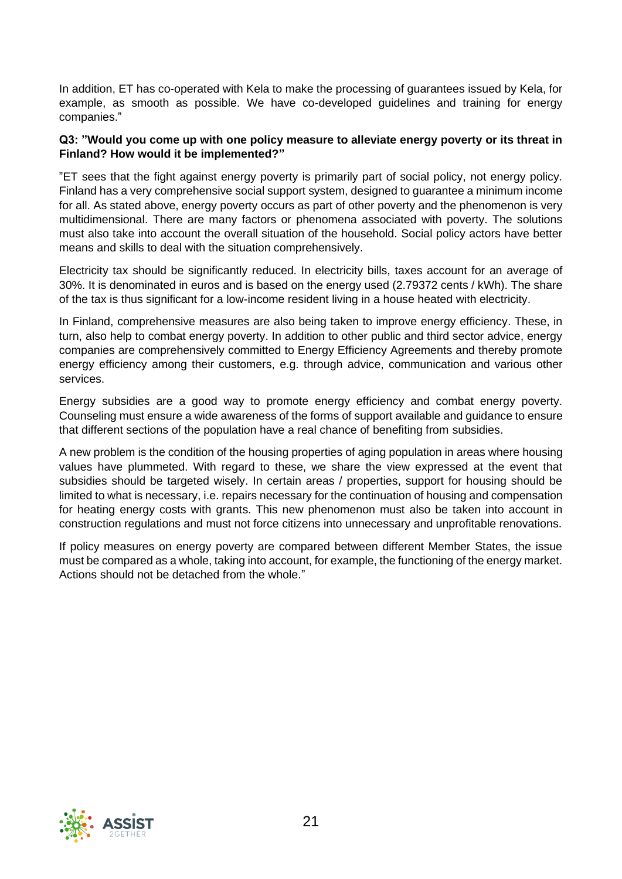In addition, ET has co-operated with Kela to make the processing of guarantees issued by Kela, for example, as smooth as possible. We have co-developed guidelines and training for energy companies."

**Q3: "Would you come up with one policy measure to alleviate energy poverty or its threat in Finland? How would it be implemented?"**

"ET sees that the fight against energy poverty is primarily part of social policy, not energy policy. Finland has a very comprehensive social support system, designed to guarantee a minimum income for all. As stated above, energy poverty occurs as part of other poverty and the phenomenon is very multidimensional. There are many factors or phenomena associated with poverty. The solutions must also take into account the overall situation of the household. Social policy actors have better means and skills to deal with the situation comprehensively.

Electricity tax should be significantly reduced. In electricity bills, taxes account for an average of 30%. It is denominated in euros and is based on the energy used (2.79372 cents / kWh). The share of the tax is thus significant for a low-income resident living in a house heated with electricity.

In Finland, comprehensive measures are also being taken to improve energy efficiency. These, in turn, also help to combat energy poverty. In addition to other public and third sector advice, energy companies are comprehensively committed to Energy Efficiency Agreements and thereby promote energy efficiency among their customers, e.g. through advice, communication and various other services.

Energy subsidies are a good way to promote energy efficiency and combat energy poverty. Counseling must ensure a wide awareness of the forms of support available and guidance to ensure that different sections of the population have a real chance of benefiting from subsidies.

A new problem is the condition of the housing properties of aging population in areas where housing values have plummeted. With regard to these, we share the view expressed at the event that subsidies should be targeted wisely. In certain areas / properties, support for housing should be limited to what is necessary, i.e. repairs necessary for the continuation of housing and compensation for heating energy costs with grants. This new phenomenon must also be taken into account in construction regulations and must not force citizens into unnecessary and unprofitable renovations.

If policy measures on energy poverty are compared between different Member States, the issue must be compared as a whole, taking into account, for example, the functioning of the energy market. Actions should not be detached from the whole."